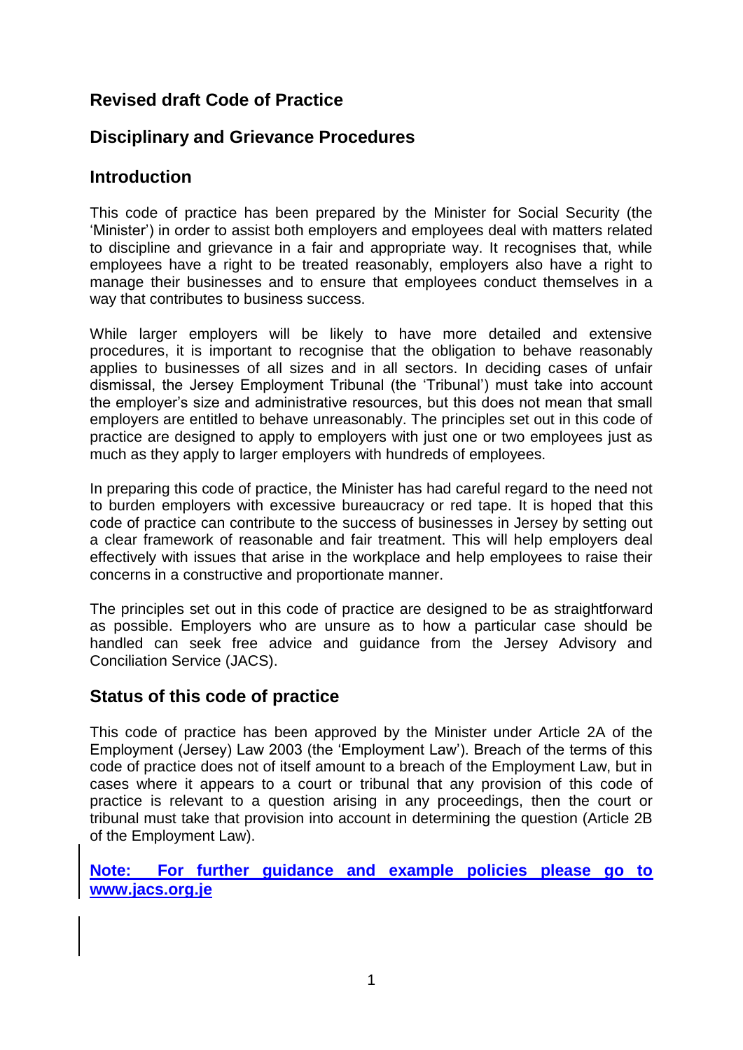# Revised draft Code of Practice

## Disciplinary and Grievance Procedures

## Introduction

This code of practice has been prepared by the Minister for Social Security (the 'Minister') in order to assist both employers and employees deal with matters related to discipline and grievance in a fair and appropriate way. It recognises that, while employees have a right to be treated reasonably, employers also have a right to manage their businesses and to ensure that employees conduct themselves in a way that contributes to business success.

While larger employers will be likely to have more detailed and extensive procedures, it is important to recognise that the obligation to behave reasonably applies to businesses of all sizes and in all sectors. In deciding cases of unfair dismissal, the Jersey Employment Tribunal (the 'Tribunal') must take into account the employer's size and administrative resources, but this does not mean that small employers are entitled to behave unreasonably. The principles set out in this code of practice are designed to apply to employers with just one or two employees just as much as they apply to larger employers with hundreds of employees.

In preparing this code of practice, the Minister has had careful regard to the need not to burden employers with excessive bureaucracy or red tape. It is hoped that this code of practice can contribute to the success of businesses in Jersey by setting out a clear framework of reasonable and fair treatment. This will help employers deal effectively with issues that arise in the workplace and help employees to raise their concerns in a constructive and proportionate manner.

The principles set out in this code of practice are designed to be as straightforward as possible. Employers who are unsure as to how a particular case should be handled can seek free advice and guidance from the Jersey Advisory and Conciliation Service (JACS).

## Status of this code of practice

This code of practice has been approved by the Minister under Article 2A of the Employment (Jersey) Law 2003 (the 'Employment Law'). Breach of the terms of this code of practice does not of itself amount to a breach of the Employment Law, but in cases where it appears to a court or tribunal that any provision of this code of practice is relevant to a question arising in any proceedings, then the court or tribunal must take that provision into account in determining the question (Article 2B of the Employment Law).

**Note: For further guidance and example policies please go to www.jacs.org.je**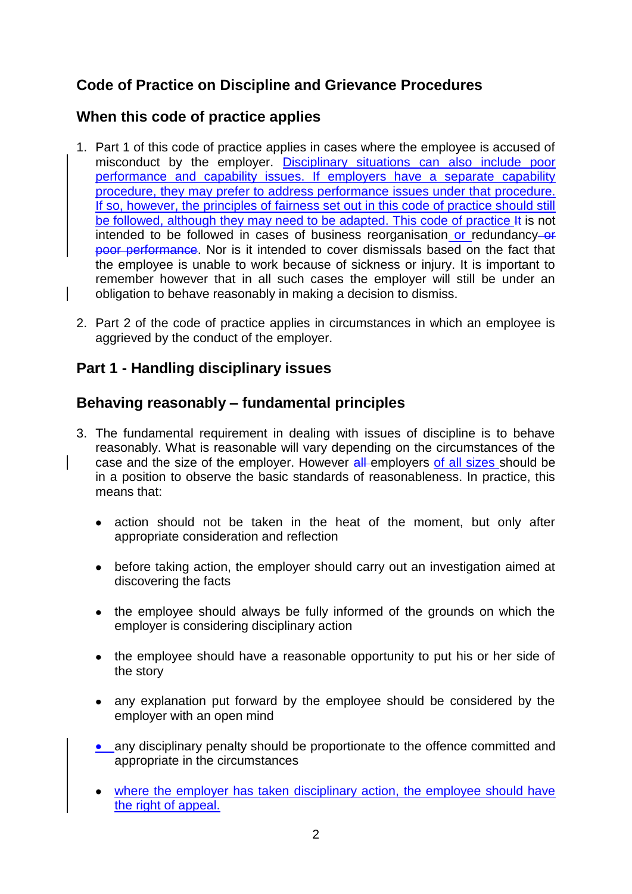## Code of Practice on Discipline and Grievance Procedures

## When this code of practice applies

1. Part 1 of this code of practice applies in cases where the employee is accused of misconduct by the employer. Disciplinary situations can also include poor performance and capability issues. If employers have a separate capability procedure, they may prefer to address performance issues under that procedure. If so, however, the principles of fairness set out in this code of practice should still be followed, although they may need to be adapted. This code of practice ~~It~~ is not intended to be followed in cases of business reorganisation or redundancy ~~or poor performance~~. Nor is it intended to cover dismissals based on the fact that the employee is unable to work because of sickness or injury. It is important to remember however that in all such cases the employer will still be under an obligation to behave reasonably in making a decision to dismiss.

2. Part 2 of the code of practice applies in circumstances in which an employee is aggrieved by the conduct of the employer.

## Part 1 - Handling disciplinary issues

## Behaving reasonably – fundamental principles

3. The fundamental requirement in dealing with issues of discipline is to behave reasonably. What is reasonable will vary depending on the circumstances of the case and the size of the employer. However ~~all~~ employers of all sizes should be in a position to observe the basic standards of reasonableness. In practice, this means that:

   - action should not be taken in the heat of the moment, but only after appropriate consideration and reflection

   - before taking action, the employer should carry out an investigation aimed at discovering the facts

   - the employee should always be fully informed of the grounds on which the employer is considering disciplinary action

   - the employee should have a reasonable opportunity to put his or her side of the story

   - any explanation put forward by the employee should be considered by the employer with an open mind

   - any disciplinary penalty should be proportionate to the offence committed and appropriate in the circumstances

   - where the employer has taken disciplinary action, the employee should have the right of appeal.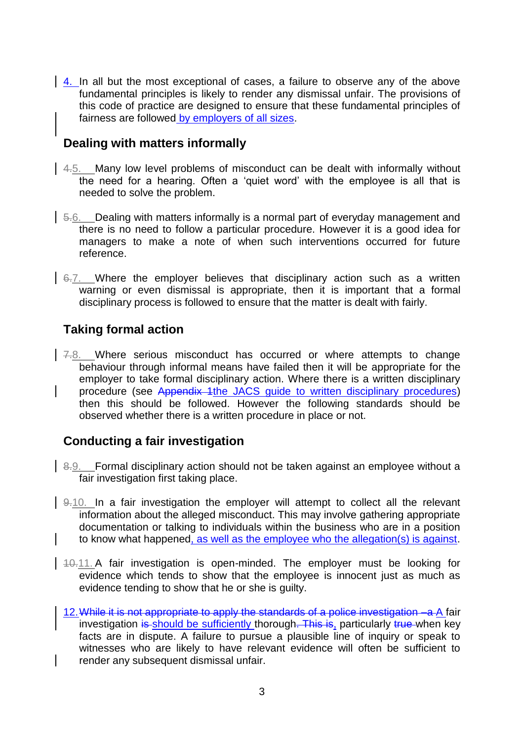4. In all but the most exceptional of cases, a failure to observe any of the above fundamental principles is likely to render any dismissal unfair. The provisions of this code of practice are designed to ensure that these fundamental principles of fairness are followed by employers of all sizes.

## Dealing with matters informally

~~4.~~5. Many low level problems of misconduct can be dealt with informally without the need for a hearing. Often a 'quiet word' with the employee is all that is needed to solve the problem.

~~5.~~6. Dealing with matters informally is a normal part of everyday management and there is no need to follow a particular procedure. However it is a good idea for managers to make a note of when such interventions occurred for future reference.

~~6.~~7. Where the employer believes that disciplinary action such as a written warning or even dismissal is appropriate, then it is important that a formal disciplinary process is followed to ensure that the matter is dealt with fairly.

## Taking formal action

~~7.~~8. Where serious misconduct has occurred or where attempts to change behaviour through informal means have failed then it will be appropriate for the employer to take formal disciplinary action. Where there is a written disciplinary procedure (see ~~Appendix 1~~the JACS guide to written disciplinary procedures) then this should be followed. However the following standards should be observed whether there is a written procedure in place or not.

## Conducting a fair investigation

~~8.~~9. Formal disciplinary action should not be taken against an employee without a fair investigation first taking place.

~~9.~~10. In a fair investigation the employer will attempt to collect all the relevant information about the alleged misconduct. This may involve gathering appropriate documentation or talking to individuals within the business who are in a position to know what happened, as well as the employee who the allegation(s) is against.

~~10.~~11. A fair investigation is open-minded. The employer must be looking for evidence which tends to show that the employee is innocent just as much as evidence tending to show that he or she is guilty.

12. ~~While it is not appropriate to apply the standards of a police investigation – a~~ A fair investigation ~~is~~ should be sufficiently thorough~~. This is~~, particularly ~~true~~ when key facts are in dispute. A failure to pursue a plausible line of inquiry or speak to witnesses who are likely to have relevant evidence will often be sufficient to render any subsequent dismissal unfair.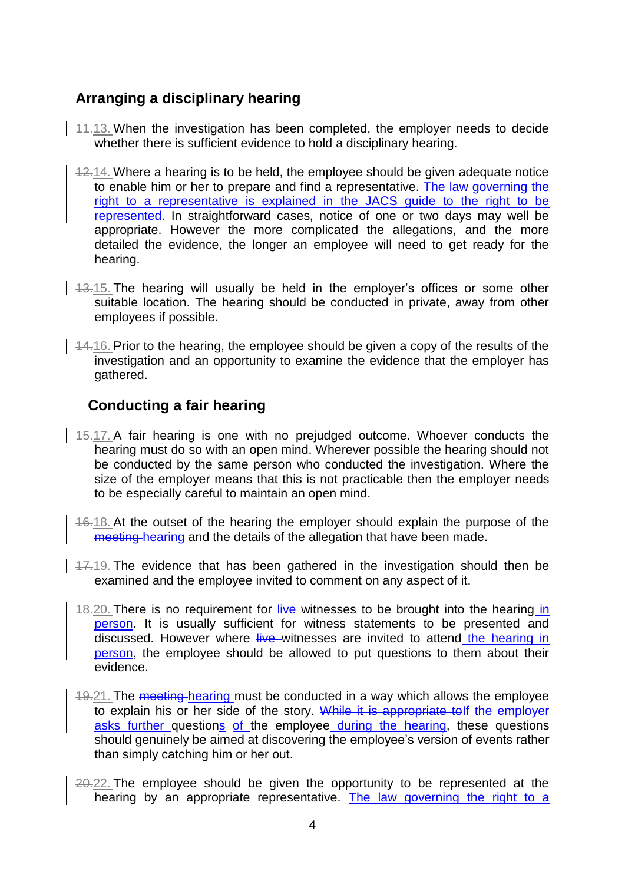## Arranging a disciplinary hearing

~~11.~~13. When the investigation has been completed, the employer needs to decide whether there is sufficient evidence to hold a disciplinary hearing.

~~12.~~14. Where a hearing is to be held, the employee should be given adequate notice to enable him or her to prepare and find a representative. The law governing the right to a representative is explained in the JACS guide to the right to be represented. In straightforward cases, notice of one or two days may well be appropriate. However the more complicated the allegations, and the more detailed the evidence, the longer an employee will need to get ready for the hearing.

~~13.~~15. The hearing will usually be held in the employer's offices or some other suitable location. The hearing should be conducted in private, away from other employees if possible.

~~14.~~16. Prior to the hearing, the employee should be given a copy of the results of the investigation and an opportunity to examine the evidence that the employer has gathered.

## Conducting a fair hearing

~~15.~~17. A fair hearing is one with no prejudged outcome. Whoever conducts the hearing must do so with an open mind. Wherever possible the hearing should not be conducted by the same person who conducted the investigation. Where the size of the employer means that this is not practicable then the employer needs to be especially careful to maintain an open mind.

~~16.~~18. At the outset of the hearing the employer should explain the purpose of the ~~meeting~~ hearing and the details of the allegation that have been made.

~~17.~~19. The evidence that has been gathered in the investigation should then be examined and the employee invited to comment on any aspect of it.

~~18.~~20. There is no requirement for ~~live~~ witnesses to be brought into the hearing in person. It is usually sufficient for witness statements to be presented and discussed. However where ~~live~~ witnesses are invited to attend the hearing in person, the employee should be allowed to put questions to them about their evidence.

~~19.~~21. The ~~meeting~~ hearing must be conducted in a way which allows the employee to explain his or her side of the story. ~~While it is appropriate to~~If the employer asks further questions of the employee during the hearing, these questions should genuinely be aimed at discovering the employee's version of events rather than simply catching him or her out.

~~20.~~22. The employee should be given the opportunity to be represented at the hearing by an appropriate representative. The law governing the right to a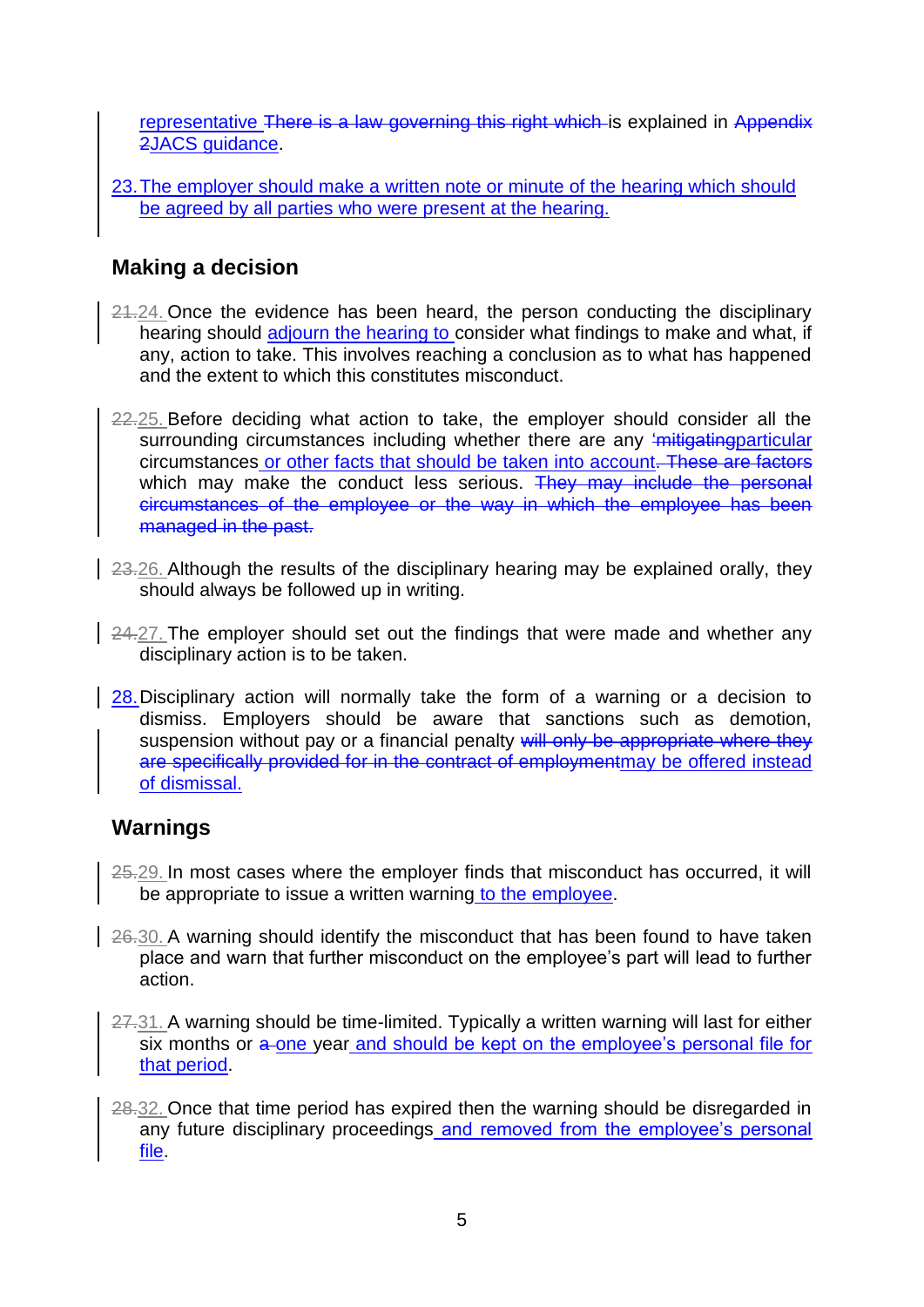representative ~~There is a law governing this right which~~ is explained in ~~Appendix 2~~JACS guidance.

23. The employer should make a written note or minute of the hearing which should be agreed by all parties who were present at the hearing.

## Making a decision

~~21.~~24. Once the evidence has been heard, the person conducting the disciplinary hearing should adjourn the hearing to consider what findings to make and what, if any, action to take. This involves reaching a conclusion as to what has happened and the extent to which this constitutes misconduct.

~~22.~~25. Before deciding what action to take, the employer should consider all the surrounding circumstances including whether there are any ~~'mitigating~~particular circumstances or other facts that should be taken into account~~. These are factors which may make the conduct less serious. They may include the personal circumstances of the employee or the way in which the employee has been managed in the past.~~

~~23.~~26. Although the results of the disciplinary hearing may be explained orally, they should always be followed up in writing.

~~24.~~27. The employer should set out the findings that were made and whether any disciplinary action is to be taken.

28. Disciplinary action will normally take the form of a warning or a decision to dismiss. Employers should be aware that sanctions such as demotion, suspension without pay or a financial penalty ~~will only be appropriate where they are specifically provided for in the contract of employment~~may be offered instead of dismissal.

## Warnings

~~25.~~29. In most cases where the employer finds that misconduct has occurred, it will be appropriate to issue a written warning to the employee.

~~26.~~30. A warning should identify the misconduct that has been found to have taken place and warn that further misconduct on the employee's part will lead to further action.

~~27.~~31. A warning should be time-limited. Typically a written warning will last for either six months or ~~a~~ one year and should be kept on the employee's personal file for that period.

~~28.~~32. Once that time period has expired then the warning should be disregarded in any future disciplinary proceedings and removed from the employee's personal file.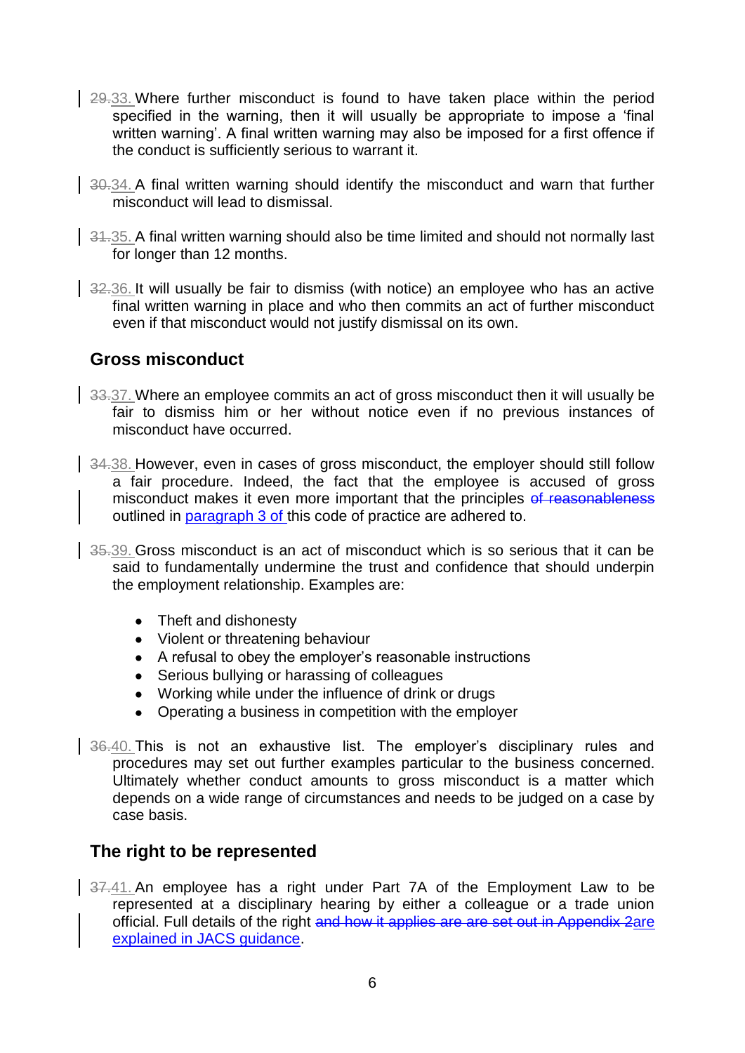~~29.~~33. Where further misconduct is found to have taken place within the period specified in the warning, then it will usually be appropriate to impose a 'final written warning'. A final written warning may also be imposed for a first offence if the conduct is sufficiently serious to warrant it.

~~30.~~34. A final written warning should identify the misconduct and warn that further misconduct will lead to dismissal.

~~31.~~35. A final written warning should also be time limited and should not normally last for longer than 12 months.

~~32.~~36. It will usually be fair to dismiss (with notice) an employee who has an active final written warning in place and who then commits an act of further misconduct even if that misconduct would not justify dismissal on its own.

## Gross misconduct

~~33.~~37. Where an employee commits an act of gross misconduct then it will usually be fair to dismiss him or her without notice even if no previous instances of misconduct have occurred.

~~34.~~38. However, even in cases of gross misconduct, the employer should still follow a fair procedure. Indeed, the fact that the employee is accused of gross misconduct makes it even more important that the principles ~~of reasonableness~~ outlined in paragraph 3 of this code of practice are adhered to.

~~35.~~39. Gross misconduct is an act of misconduct which is so serious that it can be said to fundamentally undermine the trust and confidence that should underpin the employment relationship. Examples are:

- Theft and dishonesty
- Violent or threatening behaviour
- A refusal to obey the employer's reasonable instructions
- Serious bullying or harassing of colleagues
- Working while under the influence of drink or drugs
- Operating a business in competition with the employer

~~36.~~40. This is not an exhaustive list. The employer's disciplinary rules and procedures may set out further examples particular to the business concerned. Ultimately whether conduct amounts to gross misconduct is a matter which depends on a wide range of circumstances and needs to be judged on a case by case basis.

## The right to be represented

~~37.~~41. An employee has a right under Part 7A of the Employment Law to be represented at a disciplinary hearing by either a colleague or a trade union official. Full details of the right ~~and how it applies are are set out in Appendix 2~~are explained in JACS guidance.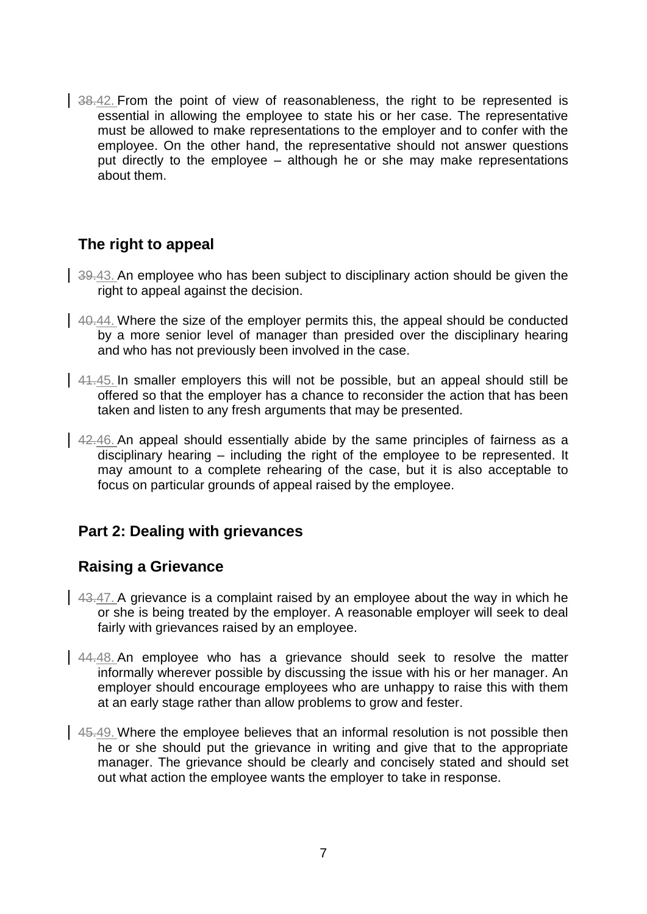~~38.~~42. From the point of view of reasonableness, the right to be represented is essential in allowing the employee to state his or her case. The representative must be allowed to make representations to the employer and to confer with the employee. On the other hand, the representative should not answer questions put directly to the employee – although he or she may make representations about them.

## The right to appeal

~~39.~~43. An employee who has been subject to disciplinary action should be given the right to appeal against the decision.

~~40.~~44. Where the size of the employer permits this, the appeal should be conducted by a more senior level of manager than presided over the disciplinary hearing and who has not previously been involved in the case.

~~41.~~45. In smaller employers this will not be possible, but an appeal should still be offered so that the employer has a chance to reconsider the action that has been taken and listen to any fresh arguments that may be presented.

~~42.~~46. An appeal should essentially abide by the same principles of fairness as a disciplinary hearing – including the right of the employee to be represented. It may amount to a complete rehearing of the case, but it is also acceptable to focus on particular grounds of appeal raised by the employee.

## Part 2: Dealing with grievances

## Raising a Grievance

~~43.~~47. A grievance is a complaint raised by an employee about the way in which he or she is being treated by the employer. A reasonable employer will seek to deal fairly with grievances raised by an employee.

~~44.~~48. An employee who has a grievance should seek to resolve the matter informally wherever possible by discussing the issue with his or her manager. An employer should encourage employees who are unhappy to raise this with them at an early stage rather than allow problems to grow and fester.

~~45.~~49. Where the employee believes that an informal resolution is not possible then he or she should put the grievance in writing and give that to the appropriate manager. The grievance should be clearly and concisely stated and should set out what action the employee wants the employer to take in response.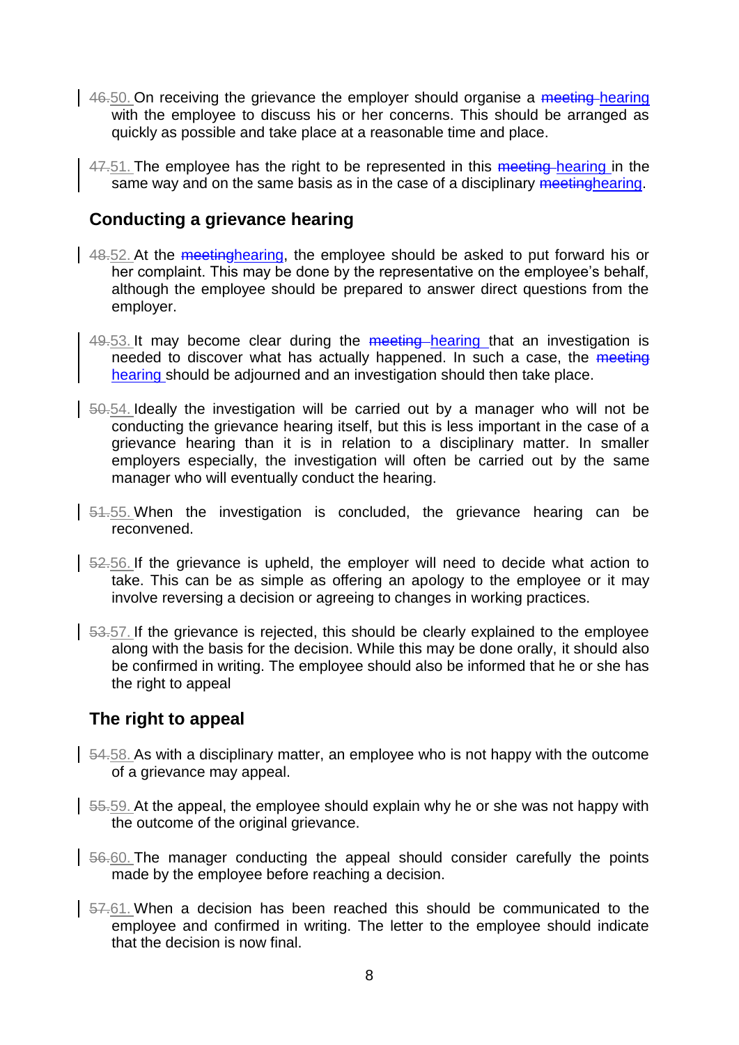~~46.~~50. On receiving the grievance the employer should organise a ~~meeting~~ hearing with the employee to discuss his or her concerns. This should be arranged as quickly as possible and take place at a reasonable time and place.

~~47.~~51. The employee has the right to be represented in this ~~meeting~~ hearing in the same way and on the same basis as in the case of a disciplinary ~~meeting~~hearing.

## Conducting a grievance hearing

~~48.~~52. At the ~~meeting~~hearing, the employee should be asked to put forward his or her complaint. This may be done by the representative on the employee's behalf, although the employee should be prepared to answer direct questions from the employer.

~~49.~~53. It may become clear during the ~~meeting~~ hearing that an investigation is needed to discover what has actually happened. In such a case, the ~~meeting~~ hearing should be adjourned and an investigation should then take place.

~~50.~~54. Ideally the investigation will be carried out by a manager who will not be conducting the grievance hearing itself, but this is less important in the case of a grievance hearing than it is in relation to a disciplinary matter. In smaller employers especially, the investigation will often be carried out by the same manager who will eventually conduct the hearing.

~~51.~~55. When the investigation is concluded, the grievance hearing can be reconvened.

~~52.~~56. If the grievance is upheld, the employer will need to decide what action to take. This can be as simple as offering an apology to the employee or it may involve reversing a decision or agreeing to changes in working practices.

~~53.~~57. If the grievance is rejected, this should be clearly explained to the employee along with the basis for the decision. While this may be done orally, it should also be confirmed in writing. The employee should also be informed that he or she has the right to appeal

## The right to appeal

~~54.~~58. As with a disciplinary matter, an employee who is not happy with the outcome of a grievance may appeal.

~~55.~~59. At the appeal, the employee should explain why he or she was not happy with the outcome of the original grievance.

~~56.~~60. The manager conducting the appeal should consider carefully the points made by the employee before reaching a decision.

~~57.~~61. When a decision has been reached this should be communicated to the employee and confirmed in writing. The letter to the employee should indicate that the decision is now final.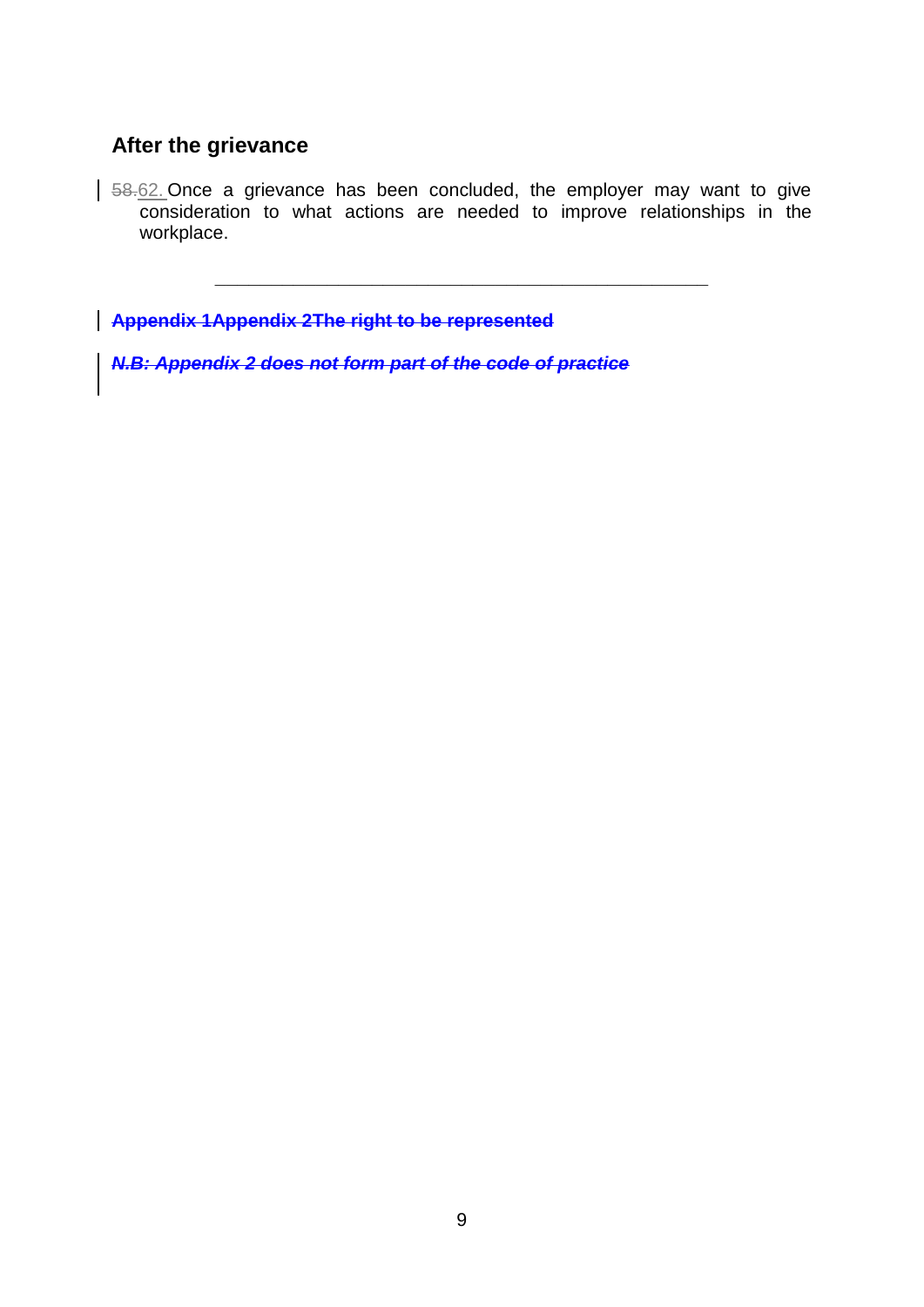## After the grievance

58.62. Once a grievance has been concluded, the employer may want to give consideration to what actions are needed to improve relationships in the workplace.

---

**Appendix 1Appendix 2The right to be represented**

***N.B: Appendix 2 does not form part of the code of practice***